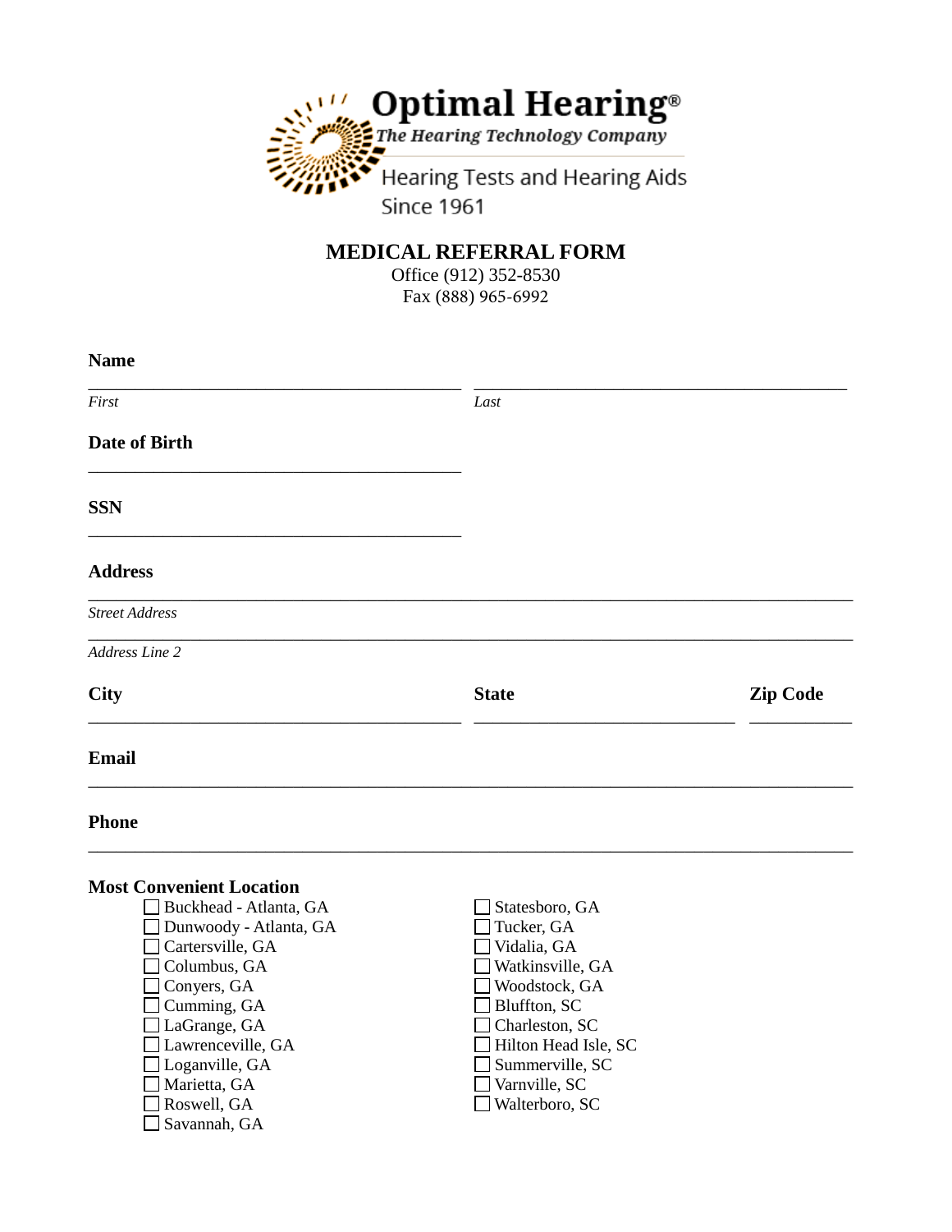**Optimal Hearing®**
*The Hearing Technology Company*

Hearing Tests and Hearing Aids
Since 1961

# MEDICAL REFERRAL FORM

Office (912) 352-8530
Fax (888) 965-6992

**Name**

______________________________ ______________________________
*First* *Last*

**Date of Birth**

______________________________

**SSN**

______________________________

**Address**

____________________________________________________________
*Street Address*

____________________________________________________________
*Address Line 2*

**City** ______________________________ **State** ____________________ **Zip Code** __________

**Email**

____________________________________________________________

**Phone**

____________________________________________________________

**Most Convenient Location**

- ☐ Buckhead - Atlanta, GA
- ☐ Dunwoody - Atlanta, GA
- ☐ Cartersville, GA
- ☐ Columbus, GA
- ☐ Conyers, GA
- ☐ Cumming, GA
- ☐ LaGrange, GA
- ☐ Lawrenceville, GA
- ☐ Loganville, GA
- ☐ Marietta, GA
- ☐ Roswell, GA
- ☐ Savannah, GA
- ☐ Statesboro, GA
- ☐ Tucker, GA
- ☐ Vidalia, GA
- ☐ Watkinsville, GA
- ☐ Woodstock, GA
- ☐ Bluffton, SC
- ☐ Charleston, SC
- ☐ Hilton Head Isle, SC
- ☐ Summerville, SC
- ☐ Varnville, SC
- ☐ Walterboro, SC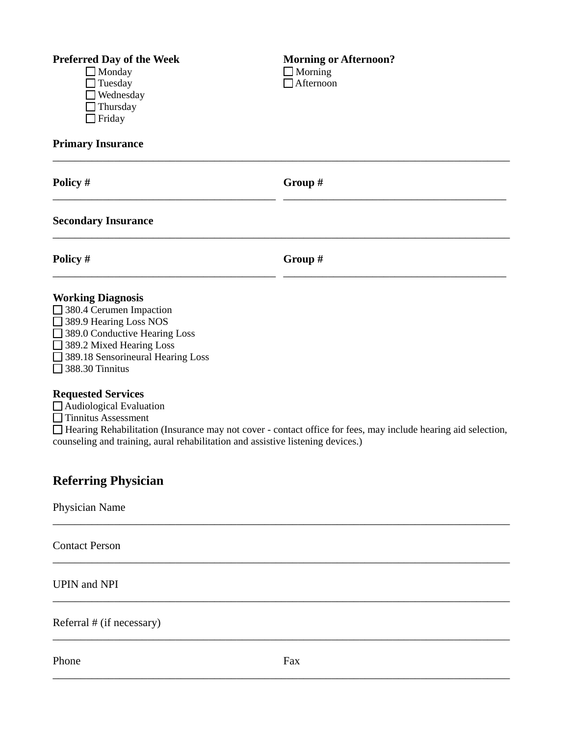**Preferred Day of the Week**

- ☐ Monday
- ☐ Tuesday
- ☐ Wednesday
- ☐ Thursday
- ☐ Friday

**Morning or Afternoon?**

- ☐ Morning
- ☐ Afternoon

**Primary Insurance**

______________________________________________________________________________

**Policy #** ____________________________________ **Group #** ____________________________________

**Secondary Insurance**

______________________________________________________________________________

**Policy #** ____________________________________ **Group #** ____________________________________

**Working Diagnosis**

- ☐ 380.4 Cerumen Impaction
- ☐ 389.9 Hearing Loss NOS
- ☐ 389.0 Conductive Hearing Loss
- ☐ 389.2 Mixed Hearing Loss
- ☐ 389.18 Sensorineural Hearing Loss
- ☐ 388.30 Tinnitus

**Requested Services**

- ☐ Audiological Evaluation
- ☐ Tinnitus Assessment
- ☐ Hearing Rehabilitation (Insurance may not cover - contact office for fees, may include hearing aid selection, counseling and training, aural rehabilitation and assistive listening devices.)

## Referring Physician

Physician Name

______________________________________________________________________________

Contact Person

______________________________________________________________________________

UPIN and NPI

______________________________________________________________________________

Referral # (if necessary)

______________________________________________________________________________

Phone Fax

______________________________________________________________________________